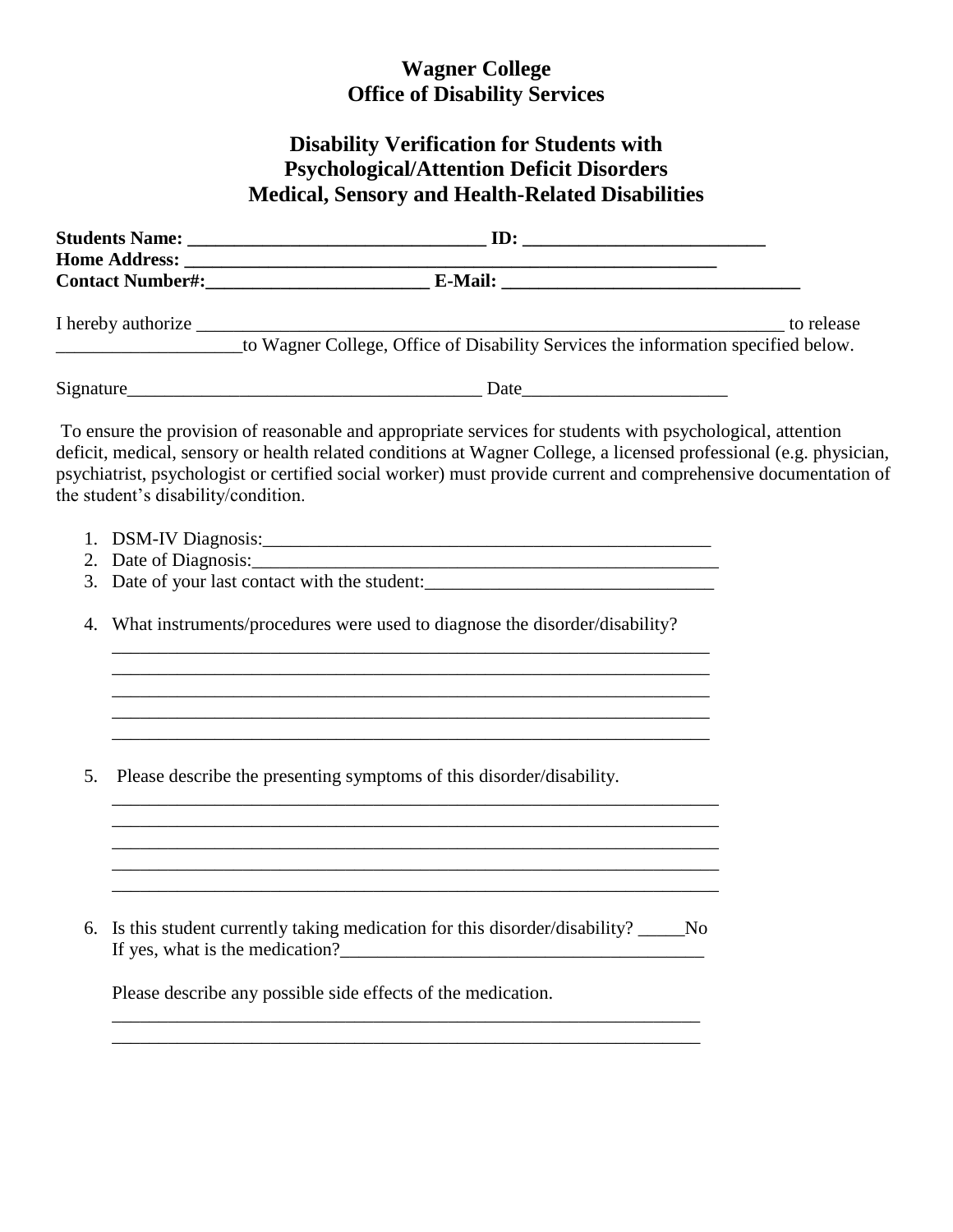# Wagner College
# Office of Disability Services

## Disability Verification for Students with Psychological/Attention Deficit Disorders Medical, Sensory and Health-Related Disabilities

**Students Name: ________________________________ ID: __________________________**
**Home Address: ____________________________________________________________**
**Contact Number#:________________________ E-Mail: ________________________________**

I hereby authorize _______________________________________________________________ to release ____________________to Wagner College, Office of Disability Services the information specified below.

Signature______________________________________ Date______________________

To ensure the provision of reasonable and appropriate services for students with psychological, attention deficit, medical, sensory or health related conditions at Wagner College, a licensed professional (e.g. physician, psychiatrist, psychologist or certified social worker) must provide current and comprehensive documentation of the student's disability/condition.

1. DSM-IV Diagnosis:_______________________________________________
2. Date of Diagnosis:_______________________________________________
3. Date of your last contact with the student:_______________________________

4. What instruments/procedures were used to diagnose the disorder/disability?
_________________________________________________________________
_________________________________________________________________
_________________________________________________________________
_________________________________________________________________
_________________________________________________________________

5. Please describe the presenting symptoms of this disorder/disability.
_________________________________________________________________
_________________________________________________________________
_________________________________________________________________
_________________________________________________________________
_________________________________________________________________

6. Is this student currently taking medication for this disorder/disability? _____No
If yes, what is the medication?________________________________________

Please describe any possible side effects of the medication.
_________________________________________________________________
_________________________________________________________________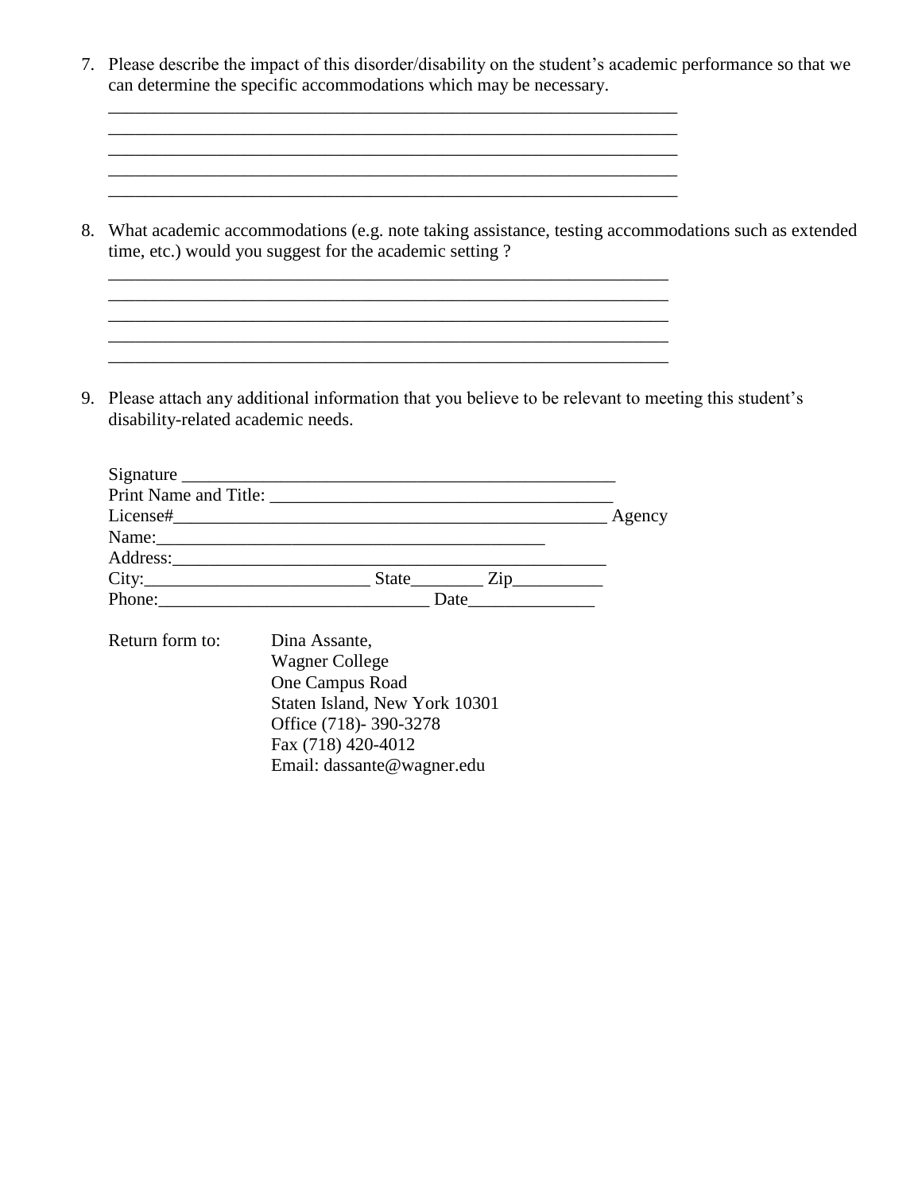7. Please describe the impact of this disorder/disability on the student's academic performance so that we can determine the specific accommodations which may be necessary.

   ___________________________________________________________________
   ___________________________________________________________________
   ___________________________________________________________________
   ___________________________________________________________________
   ___________________________________________________________________

8. What academic accommodations (e.g. note taking assistance, testing accommodations such as extended time, etc.) would you suggest for the academic setting ?

   ___________________________________________________________________
   ___________________________________________________________________
   ___________________________________________________________________
   ___________________________________________________________________
   ___________________________________________________________________

9. Please attach any additional information that you believe to be relevant to meeting this student's disability-related academic needs.

Signature ___________________________________________________

Print Name and Title: _______________________________________

License#_________________________________________________ Agency

Name:____________________________________________

Address:__________________________________________________

City:_________________________ State________ Zip__________

Phone:______________________________ Date______________

Return form to: Dina Assante,
Wagner College
One Campus Road
Staten Island, New York 10301
Office (718)- 390-3278
Fax (718) 420-4012
Email: dassante@wagner.edu